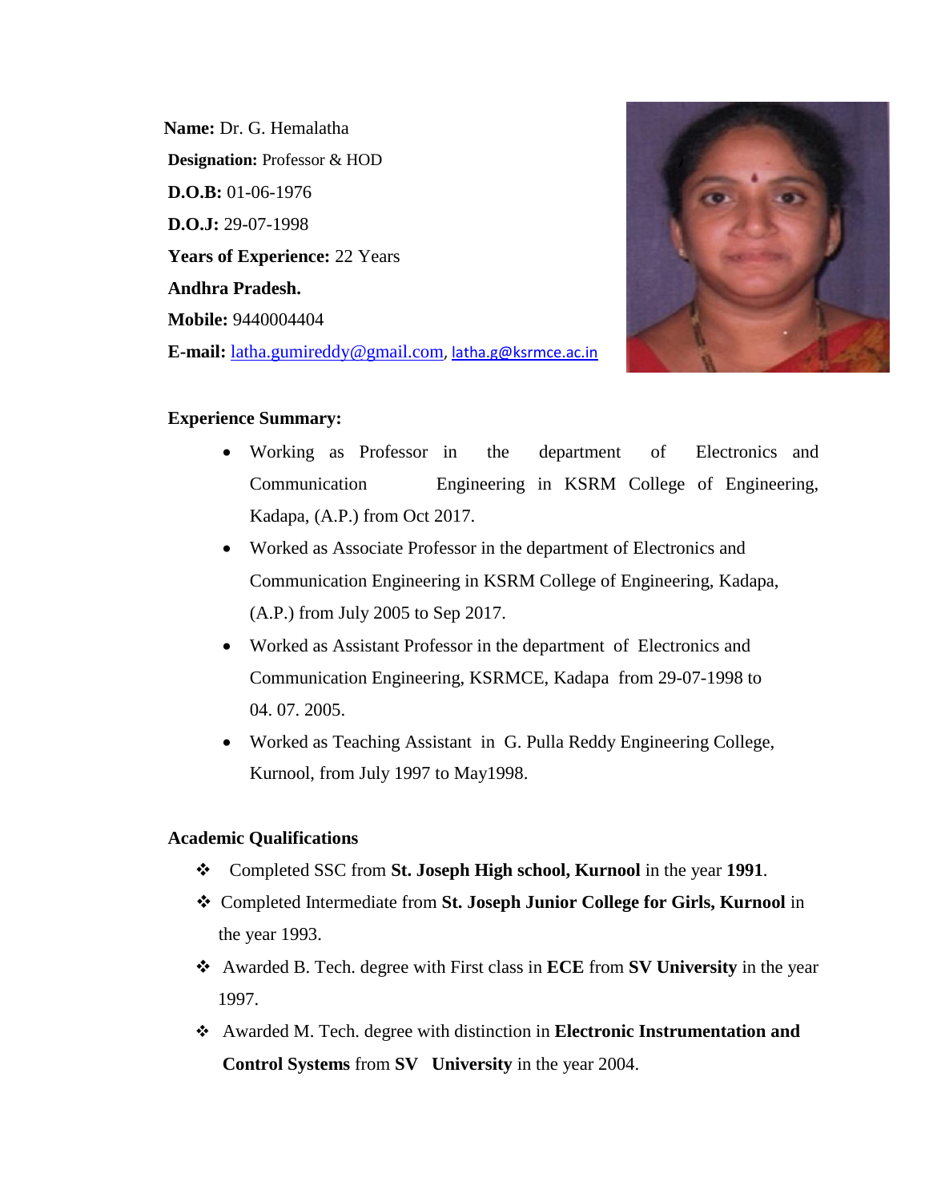**Name:** Dr. G. Hemalatha

**Designation:** Professor & HOD

**D.O.B:** 01-06-1976

**D.O.J:** 29-07-1998

**Years of Experience:** 22 Years

**Andhra Pradesh.**

**Mobile:** 9440004404

**E-mail:** latha.gumireddy@gmail.com, latha.g@ksrmce.ac.in

**Experience Summary:**

- Working as Professor in the department of Electronics and Communication Engineering in KSRM College of Engineering, Kadapa, (A.P.) from Oct 2017.
- Worked as Associate Professor in the department of Electronics and Communication Engineering in KSRM College of Engineering, Kadapa, (A.P.) from July 2005 to Sep 2017.
- Worked as Assistant Professor in the department of Electronics and Communication Engineering, KSRMCE, Kadapa from 29-07-1998 to 04. 07. 2005.
- Worked as Teaching Assistant in G. Pulla Reddy Engineering College, Kurnool, from July 1997 to May1998.

**Academic Qualifications**

- Completed SSC from **St. Joseph High school, Kurnool** in the year **1991**.
- Completed Intermediate from **St. Joseph Junior College for Girls, Kurnool** in the year 1993.
- Awarded B. Tech. degree with First class in **ECE** from **SV University** in the year 1997.
- Awarded M. Tech. degree with distinction in **Electronic Instrumentation and Control Systems** from **SV University** in the year 2004.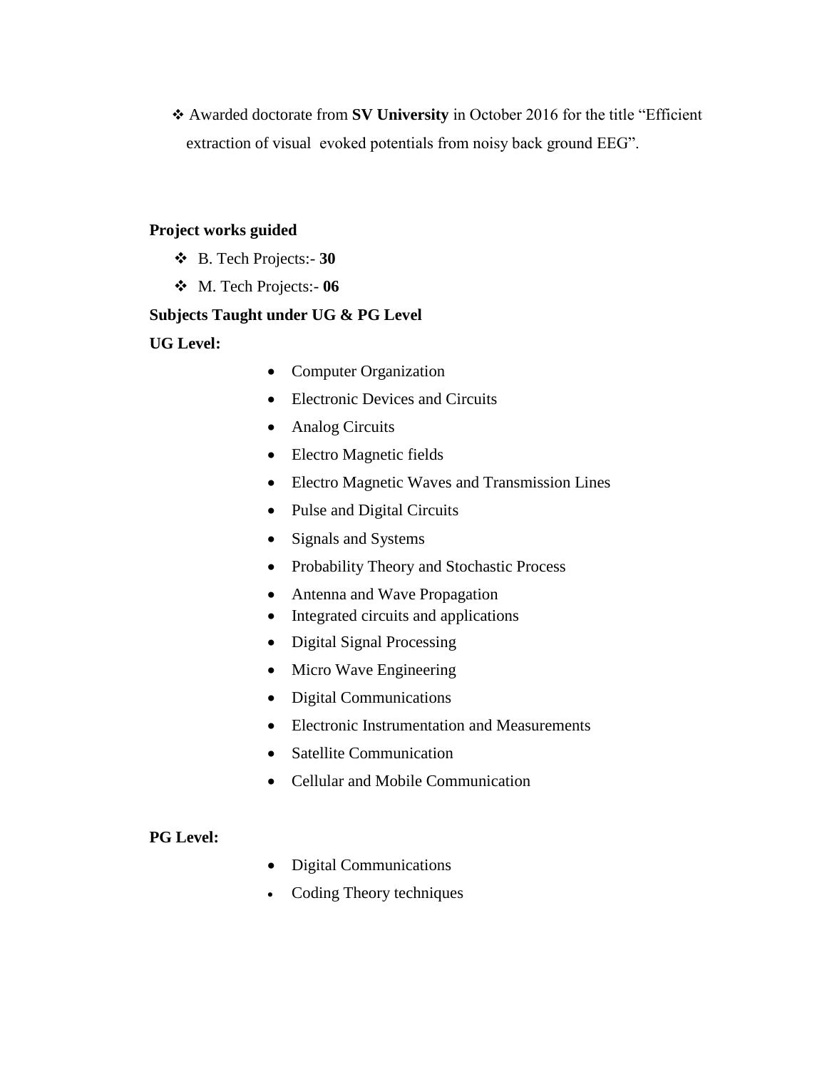- Awarded doctorate from **SV University** in October 2016 for the title "Efficient extraction of visual evoked potentials from noisy back ground EEG".

**Project works guided**

- B. Tech Projects:- **30**
- M. Tech Projects:- **06**

**Subjects Taught under UG & PG Level**

**UG Level:**

- Computer Organization
- Electronic Devices and Circuits
- Analog Circuits
- Electro Magnetic fields
- Electro Magnetic Waves and Transmission Lines
- Pulse and Digital Circuits
- Signals and Systems
- Probability Theory and Stochastic Process
- Antenna and Wave Propagation
- Integrated circuits and applications
- Digital Signal Processing
- Micro Wave Engineering
- Digital Communications
- Electronic Instrumentation and Measurements
- Satellite Communication
- Cellular and Mobile Communication

**PG Level:**

- Digital Communications
- Coding Theory techniques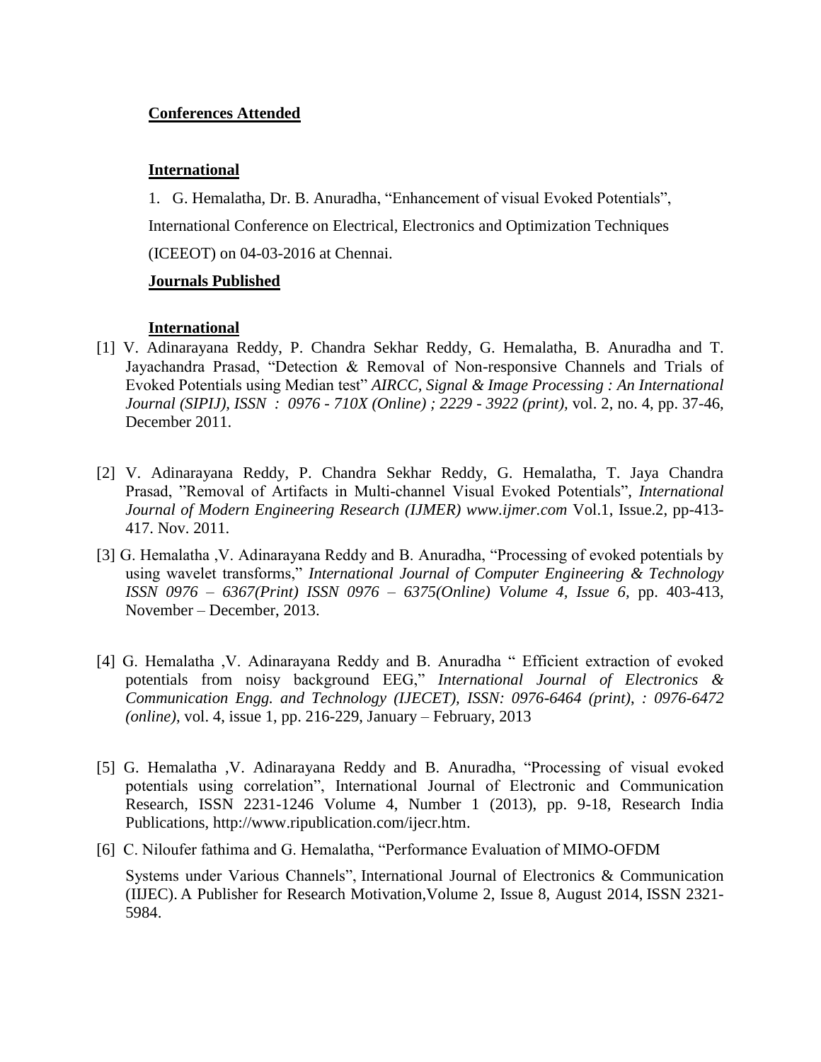## Conferences Attended

### International

1. G. Hemalatha, Dr. B. Anuradha, "Enhancement of visual Evoked Potentials", International Conference on Electrical, Electronics and Optimization Techniques (ICEEOT) on 04-03-2016 at Chennai.

## Journals Published

### International

[1] V. Adinarayana Reddy, P. Chandra Sekhar Reddy, G. Hemalatha, B. Anuradha and T. Jayachandra Prasad, "Detection & Removal of Non-responsive Channels and Trials of Evoked Potentials using Median test" *AIRCC, Signal & Image Processing : An International Journal (SIPIJ), ISSN : 0976 - 710X (Online) ; 2229 - 3922 (print),* vol. 2, no. 4, pp. 37-46, December 2011.

[2] V. Adinarayana Reddy, P. Chandra Sekhar Reddy, G. Hemalatha, T. Jaya Chandra Prasad, "Removal of Artifacts in Multi-channel Visual Evoked Potentials", *International Journal of Modern Engineering Research (IJMER) www.ijmer.com* Vol.1, Issue.2, pp-413-417. Nov. 2011.

[3] G. Hemalatha ,V. Adinarayana Reddy and B. Anuradha, "Processing of evoked potentials by using wavelet transforms," *International Journal of Computer Engineering & Technology ISSN 0976 – 6367(Print) ISSN 0976 – 6375(Online) Volume 4, Issue 6,* pp. 403-413, November – December, 2013.

[4] G. Hemalatha ,V. Adinarayana Reddy and B. Anuradha " Efficient extraction of evoked potentials from noisy background EEG," *International Journal of Electronics & Communication Engg. and Technology (IJECET), ISSN: 0976-6464 (print), : 0976-6472 (online),* vol. 4, issue 1, pp. 216-229, January – February, 2013

[5] G. Hemalatha ,V. Adinarayana Reddy and B. Anuradha, "Processing of visual evoked potentials using correlation", International Journal of Electronic and Communication Research, ISSN 2231-1246 Volume 4, Number 1 (2013), pp. 9-18, Research India Publications, http://www.ripublication.com/ijecr.htm.

[6] C. Niloufer fathima and G. Hemalatha, "Performance Evaluation of MIMO-OFDM Systems under Various Channels", International Journal of Electronics & Communication (IIJEC). A Publisher for Research Motivation,Volume 2, Issue 8, August 2014, ISSN 2321-5984.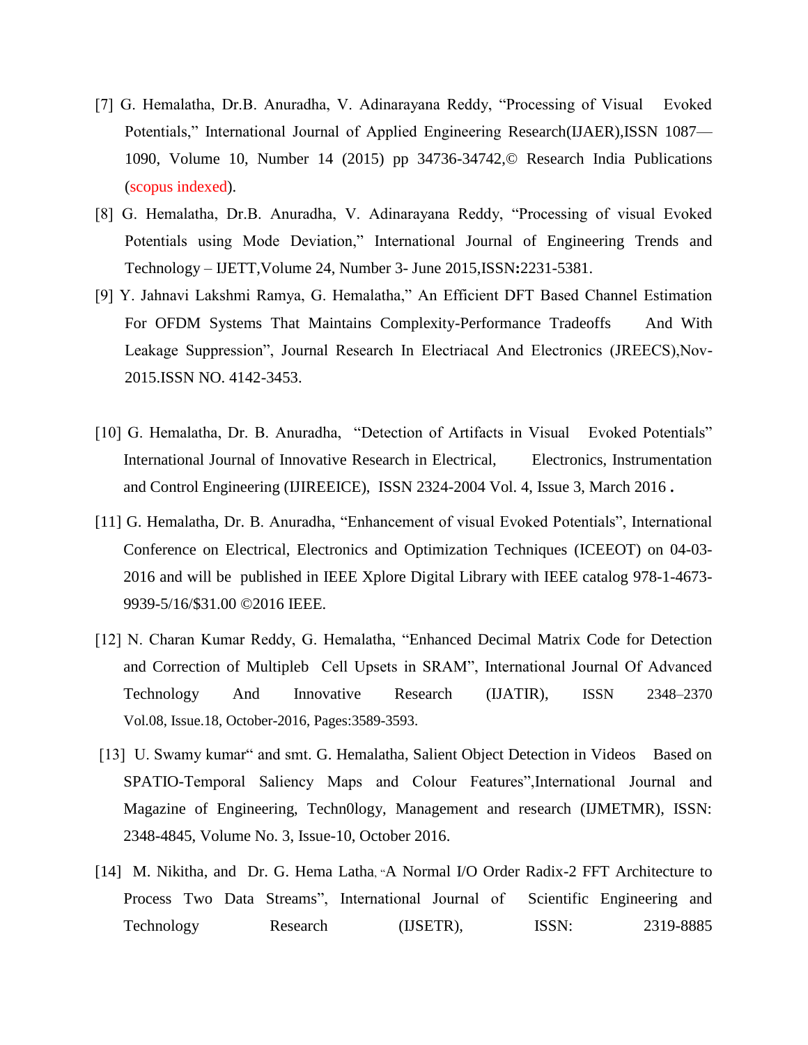[7] G. Hemalatha, Dr.B. Anuradha, V. Adinarayana Reddy, “Processing of Visual Evoked Potentials,” International Journal of Applied Engineering Research(IJAER),ISSN 1087—1090, Volume 10, Number 14 (2015) pp 34736-34742,© Research India Publications (scopus indexed).

[8] G. Hemalatha, Dr.B. Anuradha, V. Adinarayana Reddy, “Processing of visual Evoked Potentials using Mode Deviation,” International Journal of Engineering Trends and Technology – IJETT,Volume 24, Number 3- June 2015,ISSN**:**2231-5381.

[9] Y. Jahnavi Lakshmi Ramya, G. Hemalatha,” An Efficient DFT Based Channel Estimation For OFDM Systems That Maintains Complexity-Performance Tradeoffs And With Leakage Suppression”, Journal Research In Electriacal And Electronics (JREECS),Nov-2015.ISSN NO. 4142-3453.

[10] G. Hemalatha, Dr. B. Anuradha, “Detection of Artifacts in Visual Evoked Potentials” International Journal of Innovative Research in Electrical, Electronics, Instrumentation and Control Engineering (IJIREEICE), ISSN 2324-2004 Vol. 4, Issue 3, March 2016 **.**

[11] G. Hemalatha, Dr. B. Anuradha, “Enhancement of visual Evoked Potentials”, International Conference on Electrical, Electronics and Optimization Techniques (ICEEOT) on 04-03-2016 and will be published in IEEE Xplore Digital Library with IEEE catalog 978-1-4673-9939-5/16/$31.00 ©2016 IEEE.

[12] N. Charan Kumar Reddy, G. Hemalatha, “Enhanced Decimal Matrix Code for Detection and Correction of Multipleb Cell Upsets in SRAM”, International Journal Of Advanced Technology And Innovative Research (IJATIR), ISSN 2348–2370 Vol.08, Issue.18, October-2016, Pages:3589-3593.

[13] U. Swamy kumar“ and smt. G. Hemalatha, Salient Object Detection in Videos Based on SPATIO-Temporal Saliency Maps and Colour Features”,International Journal and Magazine of Engineering, Techn0logy, Management and research (IJMETMR), ISSN: 2348-4845, Volume No. 3, Issue-10, October 2016.

[14] M. Nikitha, and Dr. G. Hema Latha, “A Normal I/O Order Radix-2 FFT Architecture to Process Two Data Streams”, International Journal of Scientific Engineering and Technology Research (IJSETR), ISSN: 2319-8885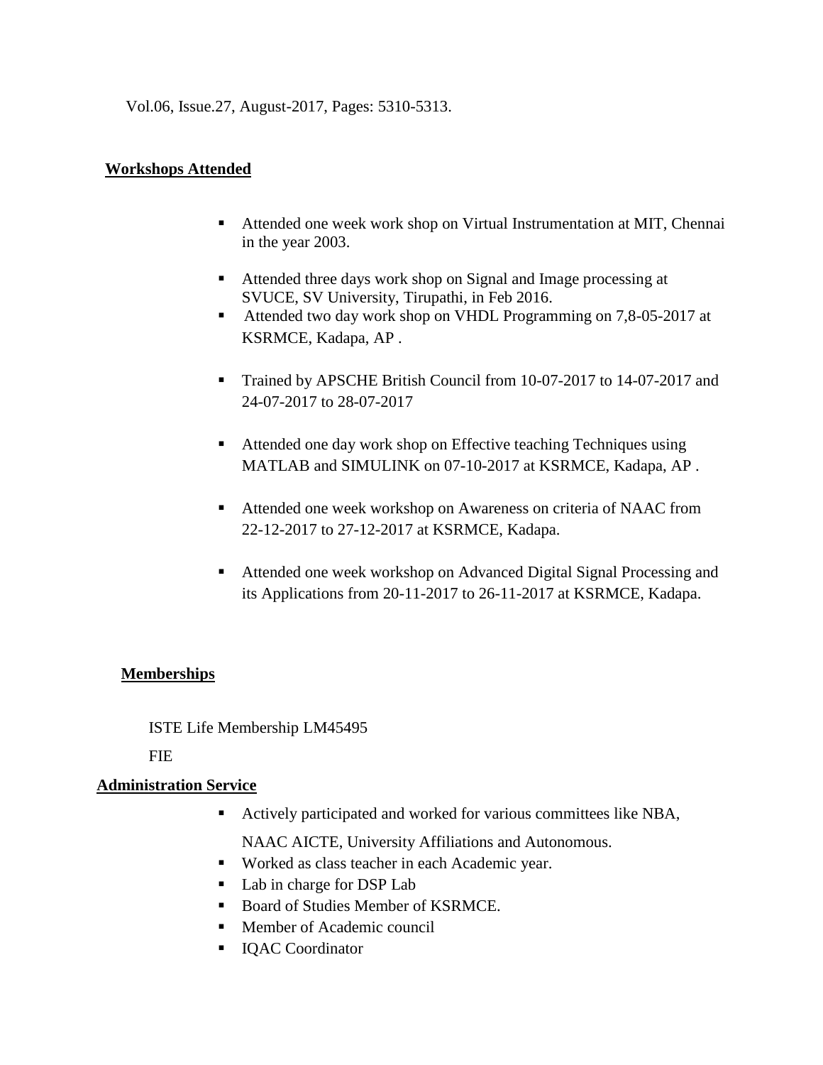Vol.06, Issue.27, August-2017, Pages: 5310-5313.

## Workshops Attended

- Attended one week work shop on Virtual Instrumentation at MIT, Chennai in the year 2003.
- Attended three days work shop on Signal and Image processing at SVUCE, SV University, Tirupathi, in Feb 2016.
- Attended two day work shop on VHDL Programming on 7,8-05-2017 at KSRMCE, Kadapa, AP .
- Trained by APSCHE British Council from 10-07-2017 to 14-07-2017 and 24-07-2017 to 28-07-2017
- Attended one day work shop on Effective teaching Techniques using MATLAB and SIMULINK on 07-10-2017 at KSRMCE, Kadapa, AP .
- Attended one week workshop on Awareness on criteria of NAAC from 22-12-2017 to 27-12-2017 at KSRMCE, Kadapa.
- Attended one week workshop on Advanced Digital Signal Processing and its Applications from 20-11-2017 to 26-11-2017 at KSRMCE, Kadapa.

## Memberships

ISTE Life Membership LM45495

FIE

## Administration Service

- Actively participated and worked for various committees like NBA, NAAC AICTE, University Affiliations and Autonomous.
- Worked as class teacher in each Academic year.
- Lab in charge for DSP Lab
- Board of Studies Member of KSRMCE.
- Member of Academic council
- IQAC Coordinator